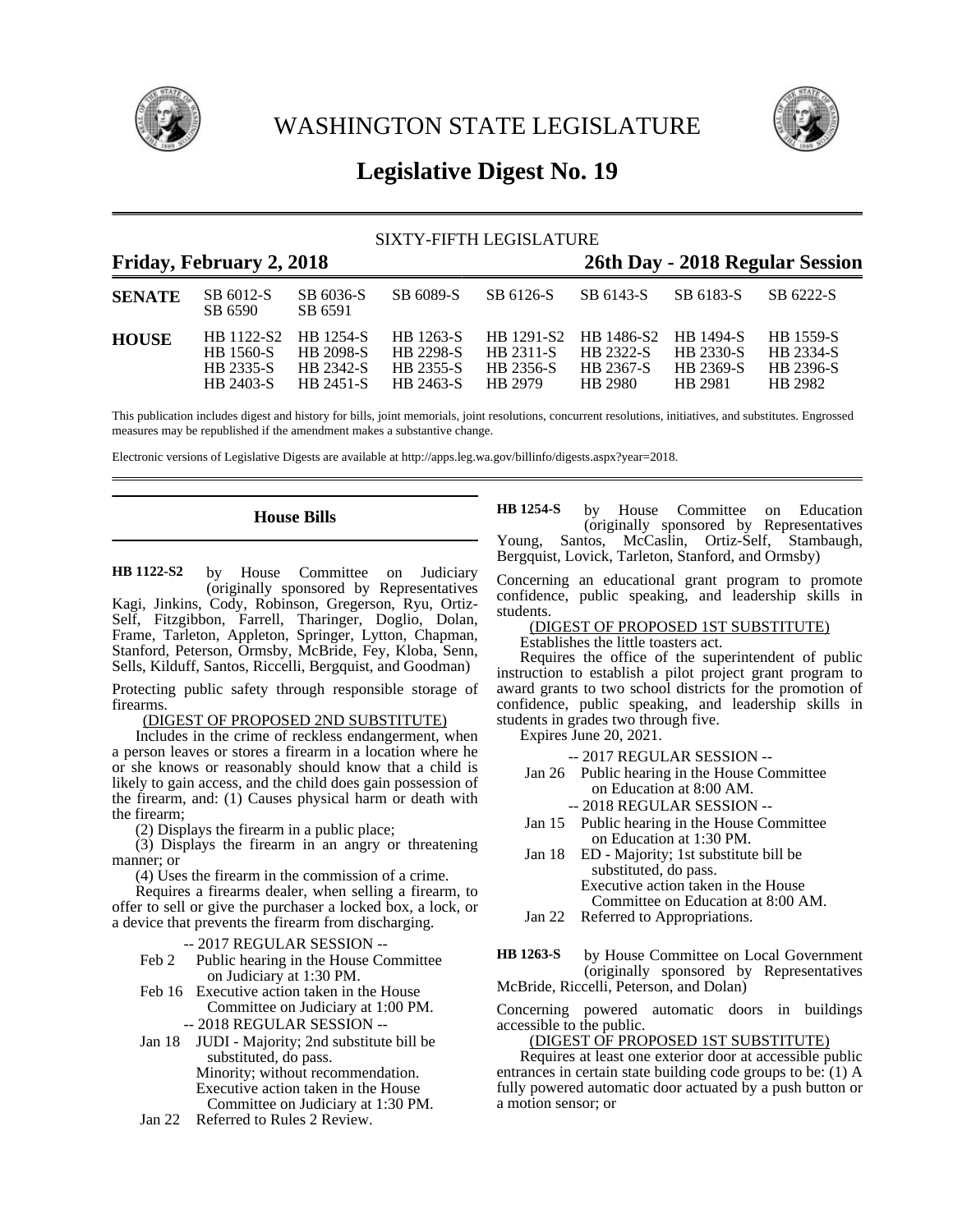# WASHINGTON STATE LEGISLATURE

## Legislative Digest No. 19

SIXTY-FIFTH LEGISLATURE

**Friday, February 2, 2018** | **26th Day - 2018 Regular Session**

| | | | | | | | |
|---|---|---|---|---|---|---|---|
| **SENATE** | SB 6012-S<br>SB 6590 | SB 6036-S<br>SB 6591 | SB 6089-S | SB 6126-S | SB 6143-S | SB 6183-S | SB 6222-S |
| **HOUSE** | HB 1122-S2<br>HB 1560-S<br>HB 2335-S<br>HB 2403-S | HB 1254-S<br>HB 2098-S<br>HB 2342-S<br>HB 2451-S | HB 1263-S<br>HB 2298-S<br>HB 2355-S<br>HB 2463-S | HB 1291-S2<br>HB 2311-S<br>HB 2356-S<br>HB 2979 | HB 1486-S2<br>HB 2322-S<br>HB 2367-S<br>HB 2980 | HB 1494-S<br>HB 2330-S<br>HB 2369-S<br>HB 2981 | HB 1559-S<br>HB 2334-S<br>HB 2396-S<br>HB 2982 |

This publication includes digest and history for bills, joint memorials, joint resolutions, concurrent resolutions, initiatives, and substitutes. Engrossed measures may be republished if the amendment makes a substantive change.

Electronic versions of Legislative Digests are available at http://apps.leg.wa.gov/billinfo/digests.aspx?year=2018.

## House Bills

**HB 1122-S2** by House Committee on Judiciary (originally sponsored by Representatives Kagi, Jinkins, Cody, Robinson, Gregerson, Ryu, Ortiz-Self, Fitzgibbon, Farrell, Tharinger, Doglio, Dolan, Frame, Tarleton, Appleton, Springer, Lytton, Chapman, Stanford, Peterson, Ormsby, McBride, Fey, Kloba, Senn, Sells, Kilduff, Santos, Riccelli, Bergquist, and Goodman)

Protecting public safety through responsible storage of firearms.

(DIGEST OF PROPOSED 2ND SUBSTITUTE)

Includes in the crime of reckless endangerment, when a person leaves or stores a firearm in a location where he or she knows or reasonably should know that a child is likely to gain access, and the child does gain possession of the firearm, and: (1) Causes physical harm or death with the firearm;

(2) Displays the firearm in a public place;

(3) Displays the firearm in an angry or threatening manner; or

(4) Uses the firearm in the commission of a crime.

Requires a firearms dealer, when selling a firearm, to offer to sell or give the purchaser a locked box, a lock, or a device that prevents the firearm from discharging.

-- 2017 REGULAR SESSION --

Feb 2 Public hearing in the House Committee on Judiciary at 1:30 PM.

Feb 16 Executive action taken in the House Committee on Judiciary at 1:00 PM.

-- 2018 REGULAR SESSION --

Jan 18 JUDI - Majority; 2nd substitute bill be substituted, do pass.
Minority; without recommendation.
Executive action taken in the House Committee on Judiciary at 1:30 PM.

Jan 22 Referred to Rules 2 Review.

**HB 1254-S** by House Committee on Education (originally sponsored by Representatives Young, Santos, McCaslin, Ortiz-Self, Stambaugh, Bergquist, Lovick, Tarleton, Stanford, and Ormsby)

Concerning an educational grant program to promote confidence, public speaking, and leadership skills in students.

(DIGEST OF PROPOSED 1ST SUBSTITUTE)

Establishes the little toasters act.

Requires the office of the superintendent of public instruction to establish a pilot project grant program to award grants to two school districts for the promotion of confidence, public speaking, and leadership skills in students in grades two through five.

Expires June 20, 2021.

-- 2017 REGULAR SESSION --

Jan 26 Public hearing in the House Committee on Education at 8:00 AM.

-- 2018 REGULAR SESSION --

Jan 15 Public hearing in the House Committee on Education at 1:30 PM.

Jan 18 ED - Majority; 1st substitute bill be substituted, do pass.
Executive action taken in the House Committee on Education at 8:00 AM.

Jan 22 Referred to Appropriations.

**HB 1263-S** by House Committee on Local Government (originally sponsored by Representatives McBride, Riccelli, Peterson, and Dolan)

Concerning powered automatic doors in buildings accessible to the public.

(DIGEST OF PROPOSED 1ST SUBSTITUTE)

Requires at least one exterior door at accessible public entrances in certain state building code groups to be: (1) A fully powered automatic door actuated by a push button or a motion sensor; or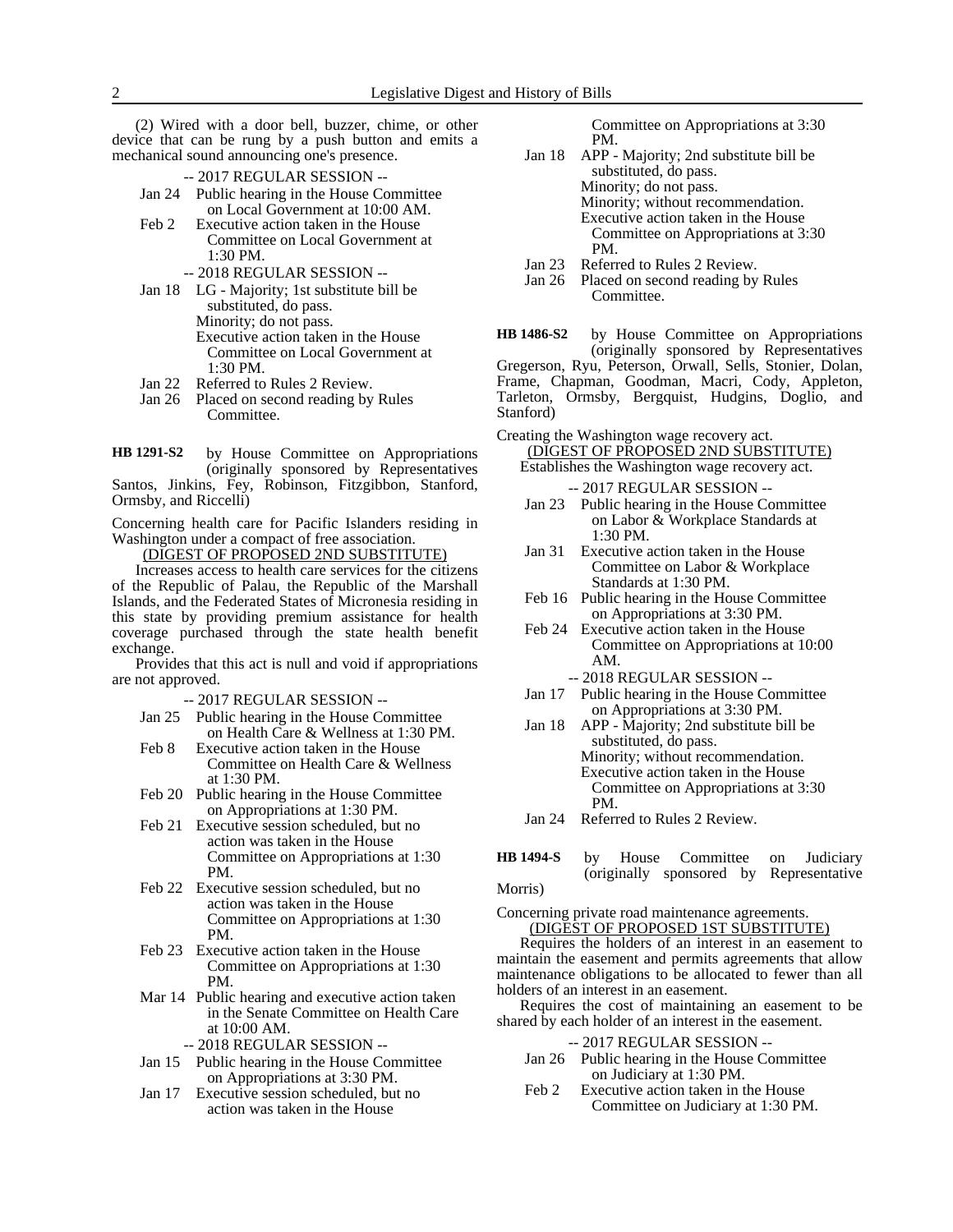(2) Wired with a door bell, buzzer, chime, or other device that can be rung by a push button and emits a mechanical sound announcing one's presence.

-- 2017 REGULAR SESSION --

- Jan 24 Public hearing in the House Committee on Local Government at 10:00 AM.
- Feb 2 Executive action taken in the House Committee on Local Government at 1:30 PM.

-- 2018 REGULAR SESSION --

- Jan 18 LG - Majority; 1st substitute bill be substituted, do pass. Minority; do not pass. Executive action taken in the House Committee on Local Government at 1:30 PM.
- Jan 22 Referred to Rules 2 Review.
- Jan 26 Placed on second reading by Rules Committee.

**HB 1291-S2** by House Committee on Appropriations (originally sponsored by Representatives Santos, Jinkins, Fey, Robinson, Fitzgibbon, Stanford, Ormsby, and Riccelli)

Concerning health care for Pacific Islanders residing in Washington under a compact of free association.

(DIGEST OF PROPOSED 2ND SUBSTITUTE)

Increases access to health care services for the citizens of the Republic of Palau, the Republic of the Marshall Islands, and the Federated States of Micronesia residing in this state by providing premium assistance for health coverage purchased through the state health benefit exchange.

Provides that this act is null and void if appropriations are not approved.

-- 2017 REGULAR SESSION --

- Jan 25 Public hearing in the House Committee on Health Care & Wellness at 1:30 PM.
- Feb 8 Executive action taken in the House Committee on Health Care & Wellness at 1:30 PM.
- Feb 20 Public hearing in the House Committee on Appropriations at 1:30 PM.
- Feb 21 Executive session scheduled, but no action was taken in the House Committee on Appropriations at 1:30 PM.
- Feb 22 Executive session scheduled, but no action was taken in the House Committee on Appropriations at 1:30 PM.
- Feb 23 Executive action taken in the House Committee on Appropriations at 1:30 PM.
- Mar 14 Public hearing and executive action taken in the Senate Committee on Health Care at 10:00 AM.

-- 2018 REGULAR SESSION --

- Jan 15 Public hearing in the House Committee on Appropriations at 3:30 PM.
- Jan 17 Executive session scheduled, but no action was taken in the House Committee on Appropriations at 3:30 PM.
- Jan 18 APP - Majority; 2nd substitute bill be substituted, do pass. Minority; do not pass. Minority; without recommendation. Executive action taken in the House Committee on Appropriations at 3:30 PM.
- Jan 23 Referred to Rules 2 Review.
- Jan 26 Placed on second reading by Rules Committee.

**HB 1486-S2** by House Committee on Appropriations (originally sponsored by Representatives Gregerson, Ryu, Peterson, Orwall, Sells, Stonier, Dolan, Frame, Chapman, Goodman, Macri, Cody, Appleton, Tarleton, Ormsby, Bergquist, Hudgins, Doglio, and Stanford)

Creating the Washington wage recovery act.

(DIGEST OF PROPOSED 2ND SUBSTITUTE)

Establishes the Washington wage recovery act.

-- 2017 REGULAR SESSION --

- Jan 23 Public hearing in the House Committee on Labor & Workplace Standards at 1:30 PM.
- Jan 31 Executive action taken in the House Committee on Labor & Workplace Standards at 1:30 PM.
- Feb 16 Public hearing in the House Committee on Appropriations at 3:30 PM.
- Feb 24 Executive action taken in the House Committee on Appropriations at 10:00 AM.

-- 2018 REGULAR SESSION --

- Jan 17 Public hearing in the House Committee on Appropriations at 3:30 PM.
- Jan 18 APP - Majority; 2nd substitute bill be substituted, do pass. Minority; without recommendation. Executive action taken in the House Committee on Appropriations at 3:30 PM.
- Jan 24 Referred to Rules 2 Review.

**HB 1494-S** by House Committee on Judiciary (originally sponsored by Representative Morris)

Concerning private road maintenance agreements.

(DIGEST OF PROPOSED 1ST SUBSTITUTE)

Requires the holders of an interest in an easement to maintain the easement and permits agreements that allow maintenance obligations to be allocated to fewer than all holders of an interest in an easement.

Requires the cost of maintaining an easement to be shared by each holder of an interest in the easement.

-- 2017 REGULAR SESSION --

- Jan 26 Public hearing in the House Committee on Judiciary at 1:30 PM.
- Feb 2 Executive action taken in the House Committee on Judiciary at 1:30 PM.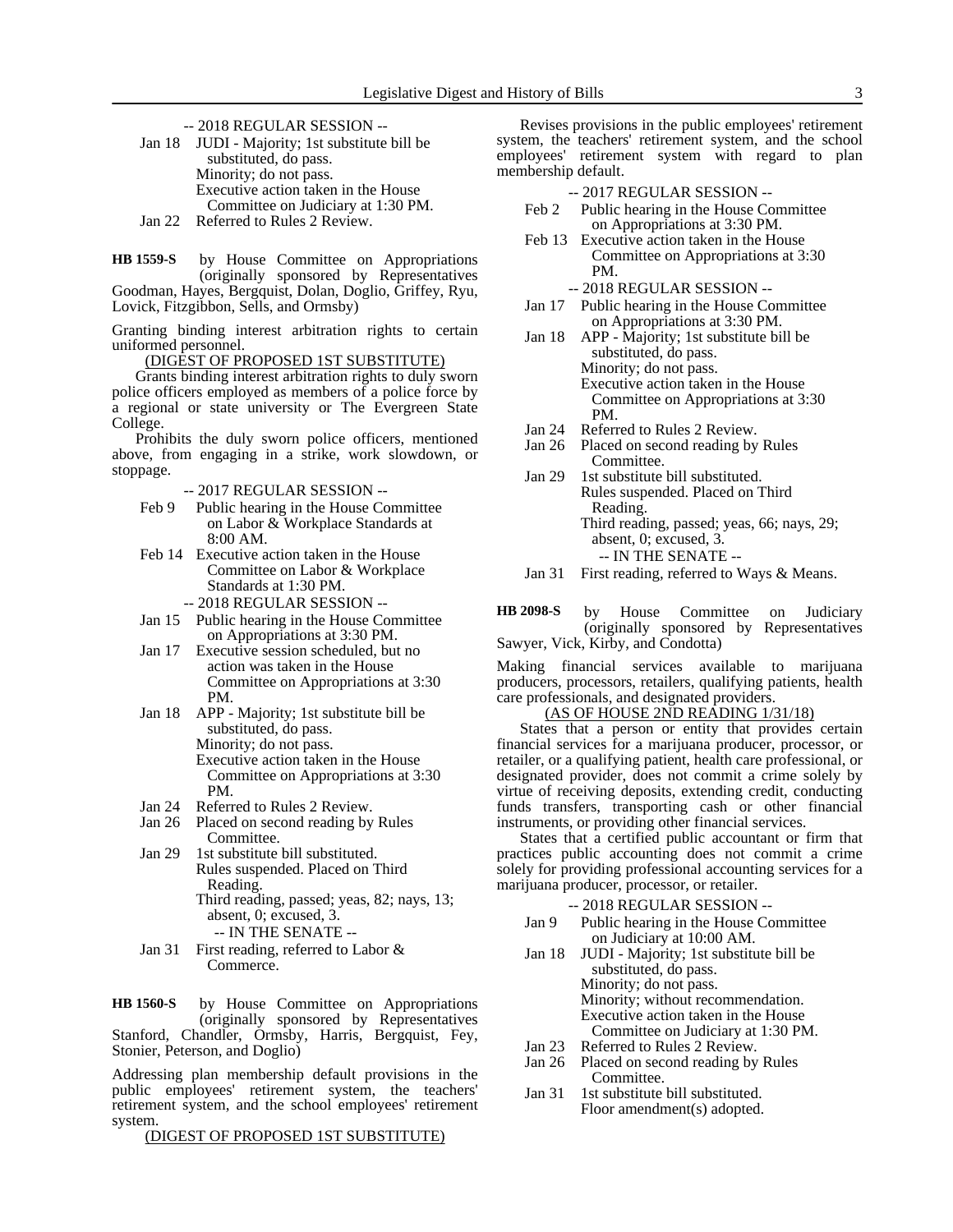-- 2018 REGULAR SESSION --

Jan 18 JUDI - Majority; 1st substitute bill be substituted, do pass.
Minority; do not pass.
Executive action taken in the House Committee on Judiciary at 1:30 PM.

Jan 22 Referred to Rules 2 Review.

**HB 1559-S** by House Committee on Appropriations (originally sponsored by Representatives Goodman, Hayes, Bergquist, Dolan, Doglio, Griffey, Ryu, Lovick, Fitzgibbon, Sells, and Ormsby)

Granting binding interest arbitration rights to certain uniformed personnel.

(DIGEST OF PROPOSED 1ST SUBSTITUTE)

Grants binding interest arbitration rights to duly sworn police officers employed as members of a police force by a regional or state university or The Evergreen State College.

Prohibits the duly sworn police officers, mentioned above, from engaging in a strike, work slowdown, or stoppage.

-- 2017 REGULAR SESSION --

Feb 9 Public hearing in the House Committee on Labor & Workplace Standards at 8:00 AM.

Feb 14 Executive action taken in the House Committee on Labor & Workplace Standards at 1:30 PM.

-- 2018 REGULAR SESSION --

Jan 15 Public hearing in the House Committee on Appropriations at 3:30 PM.

Jan 17 Executive session scheduled, but no action was taken in the House Committee on Appropriations at 3:30 PM.

Jan 18 APP - Majority; 1st substitute bill be substituted, do pass.
Minority; do not pass.
Executive action taken in the House Committee on Appropriations at 3:30 PM.

Jan 24 Referred to Rules 2 Review.

Jan 26 Placed on second reading by Rules Committee.

Jan 29 1st substitute bill substituted.
Rules suspended. Placed on Third Reading.
Third reading, passed; yeas, 82; nays, 13; absent, 0; excused, 3.

-- IN THE SENATE --

Jan 31 First reading, referred to Labor & Commerce.

**HB 1560-S** by House Committee on Appropriations (originally sponsored by Representatives Stanford, Chandler, Ormsby, Harris, Bergquist, Fey, Stonier, Peterson, and Doglio)

Addressing plan membership default provisions in the public employees' retirement system, the teachers' retirement system, and the school employees' retirement system.

(DIGEST OF PROPOSED 1ST SUBSTITUTE)

Revises provisions in the public employees' retirement system, the teachers' retirement system, and the school employees' retirement system with regard to plan membership default.

-- 2017 REGULAR SESSION --

Feb 2 Public hearing in the House Committee on Appropriations at 3:30 PM.

Feb 13 Executive action taken in the House Committee on Appropriations at 3:30 PM.

-- 2018 REGULAR SESSION --

Jan 17 Public hearing in the House Committee on Appropriations at 3:30 PM.

Jan 18 APP - Majority; 1st substitute bill be substituted, do pass.
Minority; do not pass.
Executive action taken in the House Committee on Appropriations at 3:30 PM.

Jan 24 Referred to Rules 2 Review.

Jan 26 Placed on second reading by Rules Committee.

Jan 29 1st substitute bill substituted.
Rules suspended. Placed on Third Reading.
Third reading, passed; yeas, 66; nays, 29; absent, 0; excused, 3.

-- IN THE SENATE --

Jan 31 First reading, referred to Ways & Means.

**HB 2098-S** by House Committee on Judiciary (originally sponsored by Representatives Sawyer, Vick, Kirby, and Condotta)

Making financial services available to marijuana producers, processors, retailers, qualifying patients, health care professionals, and designated providers.

(AS OF HOUSE 2ND READING 1/31/18)

States that a person or entity that provides certain financial services for a marijuana producer, processor, or retailer, or a qualifying patient, health care professional, or designated provider, does not commit a crime solely by virtue of receiving deposits, extending credit, conducting funds transfers, transporting cash or other financial instruments, or providing other financial services.

States that a certified public accountant or firm that practices public accounting does not commit a crime solely for providing professional accounting services for a marijuana producer, processor, or retailer.

-- 2018 REGULAR SESSION --

Jan 9 Public hearing in the House Committee on Judiciary at 10:00 AM.

Jan 18 JUDI - Majority; 1st substitute bill be substituted, do pass.
Minority; do not pass.
Minority; without recommendation.
Executive action taken in the House Committee on Judiciary at 1:30 PM.

Jan 23 Referred to Rules 2 Review.

Jan 26 Placed on second reading by Rules Committee.

Jan 31 1st substitute bill substituted.
Floor amendment(s) adopted.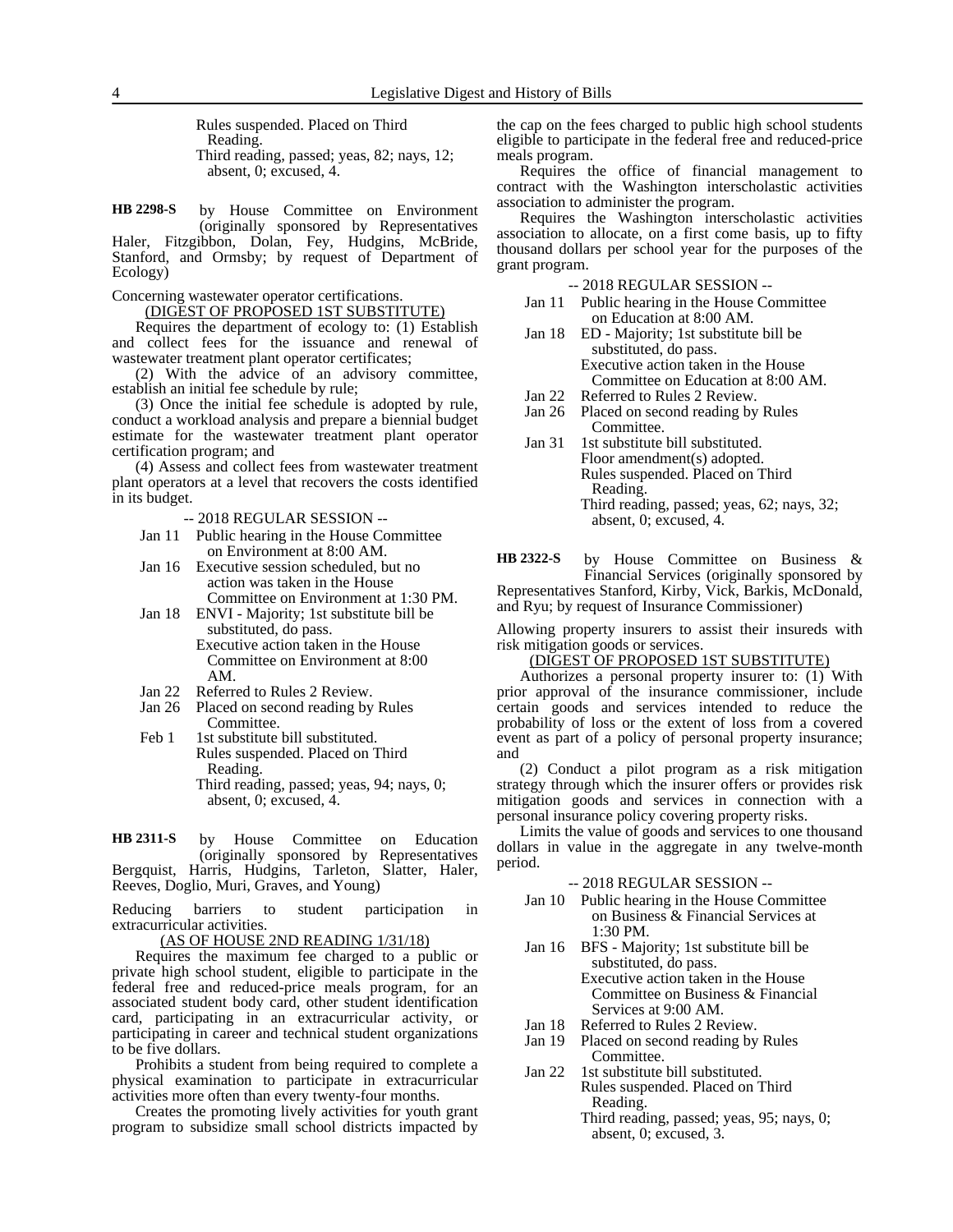Rules suspended. Placed on Third Reading.
Third reading, passed; yeas, 82; nays, 12; absent, 0; excused, 4.

**HB 2298-S** by House Committee on Environment (originally sponsored by Representatives Haler, Fitzgibbon, Dolan, Fey, Hudgins, McBride, Stanford, and Ormsby; by request of Department of Ecology)

Concerning wastewater operator certifications.

(DIGEST OF PROPOSED 1ST SUBSTITUTE)

Requires the department of ecology to: (1) Establish and collect fees for the issuance and renewal of wastewater treatment plant operator certificates;

(2) With the advice of an advisory committee, establish an initial fee schedule by rule;

(3) Once the initial fee schedule is adopted by rule, conduct a workload analysis and prepare a biennial budget estimate for the wastewater treatment plant operator certification program; and

(4) Assess and collect fees from wastewater treatment plant operators at a level that recovers the costs identified in its budget.

-- 2018 REGULAR SESSION --

Jan 11 Public hearing in the House Committee on Environment at 8:00 AM.
Jan 16 Executive session scheduled, but no action was taken in the House Committee on Environment at 1:30 PM.
Jan 18 ENVI - Majority; 1st substitute bill be substituted, do pass.
Executive action taken in the House Committee on Environment at 8:00 AM.
Jan 22 Referred to Rules 2 Review.
Jan 26 Placed on second reading by Rules Committee.
Feb 1 1st substitute bill substituted.
Rules suspended. Placed on Third Reading.
Third reading, passed; yeas, 94; nays, 0; absent, 0; excused, 4.

**HB 2311-S** by House Committee on Education (originally sponsored by Representatives Bergquist, Harris, Hudgins, Tarleton, Slatter, Haler, Reeves, Doglio, Muri, Graves, and Young)

Reducing barriers to student participation in extracurricular activities.

(AS OF HOUSE 2ND READING 1/31/18)

Requires the maximum fee charged to a public or private high school student, eligible to participate in the federal free and reduced-price meals program, for an associated student body card, other student identification card, participating in an extracurricular activity, or participating in career and technical student organizations to be five dollars.

Prohibits a student from being required to complete a physical examination to participate in extracurricular activities more often than every twenty-four months.

Creates the promoting lively activities for youth grant program to subsidize small school districts impacted by the cap on the fees charged to public high school students eligible to participate in the federal free and reduced-price meals program.

Requires the office of financial management to contract with the Washington interscholastic activities association to administer the program.

Requires the Washington interscholastic activities association to allocate, on a first come basis, up to fifty thousand dollars per school year for the purposes of the grant program.

-- 2018 REGULAR SESSION --

Jan 11 Public hearing in the House Committee on Education at 8:00 AM.
Jan 18 ED - Majority; 1st substitute bill be substituted, do pass.
Executive action taken in the House Committee on Education at 8:00 AM.
Jan 22 Referred to Rules 2 Review.
Jan 26 Placed on second reading by Rules Committee.
Jan 31 1st substitute bill substituted.
Floor amendment(s) adopted.
Rules suspended. Placed on Third Reading.
Third reading, passed; yeas, 62; nays, 32; absent, 0; excused, 4.

**HB 2322-S** by House Committee on Business & Financial Services (originally sponsored by Representatives Stanford, Kirby, Vick, Barkis, McDonald, and Ryu; by request of Insurance Commissioner)

Allowing property insurers to assist their insureds with risk mitigation goods or services.

(DIGEST OF PROPOSED 1ST SUBSTITUTE)

Authorizes a personal property insurer to: (1) With prior approval of the insurance commissioner, include certain goods and services intended to reduce the probability of loss or the extent of loss from a covered event as part of a policy of personal property insurance; and

(2) Conduct a pilot program as a risk mitigation strategy through which the insurer offers or provides risk mitigation goods and services in connection with a personal insurance policy covering property risks.

Limits the value of goods and services to one thousand dollars in value in the aggregate in any twelve-month period.

-- 2018 REGULAR SESSION --

Jan 10 Public hearing in the House Committee on Business & Financial Services at 1:30 PM.
Jan 16 BFS - Majority; 1st substitute bill be substituted, do pass.
Executive action taken in the House Committee on Business & Financial Services at 9:00 AM.
Jan 18 Referred to Rules 2 Review.
Jan 19 Placed on second reading by Rules Committee.
Jan 22 1st substitute bill substituted.
Rules suspended. Placed on Third Reading.
Third reading, passed; yeas, 95; nays, 0; absent, 0; excused, 3.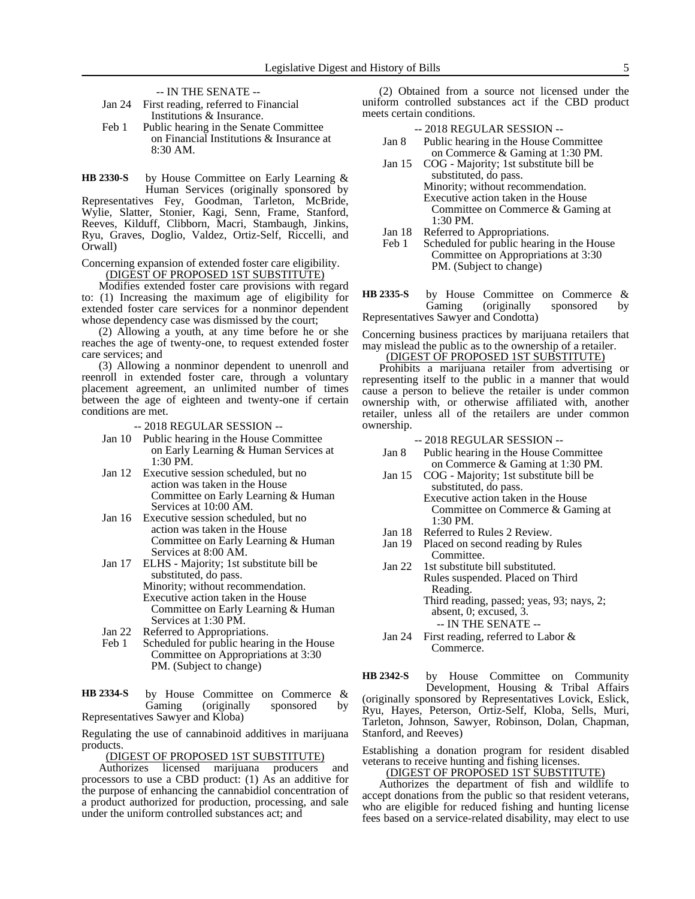-- IN THE SENATE --

Jan 24 First reading, referred to Financial Institutions & Insurance.

Feb 1 Public hearing in the Senate Committee on Financial Institutions & Insurance at 8:30 AM.

**HB 2330-S** by House Committee on Early Learning & Human Services (originally sponsored by Representatives Fey, Goodman, Tarleton, McBride, Wylie, Slatter, Stonier, Kagi, Senn, Frame, Stanford, Reeves, Kilduff, Clibborn, Macri, Stambaugh, Jinkins, Ryu, Graves, Doglio, Valdez, Ortiz-Self, Riccelli, and Orwall)

Concerning expansion of extended foster care eligibility.

(DIGEST OF PROPOSED 1ST SUBSTITUTE)

Modifies extended foster care provisions with regard to: (1) Increasing the maximum age of eligibility for extended foster care services for a nonminor dependent whose dependency case was dismissed by the court;

(2) Allowing a youth, at any time before he or she reaches the age of twenty-one, to request extended foster care services; and

(3) Allowing a nonminor dependent to unenroll and reenroll in extended foster care, through a voluntary placement agreement, an unlimited number of times between the age of eighteen and twenty-one if certain conditions are met.

-- 2018 REGULAR SESSION --

Jan 10 Public hearing in the House Committee on Early Learning & Human Services at 1:30 PM.

Jan 12 Executive session scheduled, but no action was taken in the House Committee on Early Learning & Human Services at 10:00 AM.

Jan 16 Executive session scheduled, but no action was taken in the House Committee on Early Learning & Human Services at 8:00 AM.

Jan 17 ELHS - Majority; 1st substitute bill be substituted, do pass.
Minority; without recommendation.
Executive action taken in the House Committee on Early Learning & Human Services at 1:30 PM.

Jan 22 Referred to Appropriations.

Feb 1 Scheduled for public hearing in the House Committee on Appropriations at 3:30 PM. (Subject to change)

**HB 2334-S** by House Committee on Commerce & Gaming (originally sponsored by Representatives Sawyer and Kloba)

Regulating the use of cannabinoid additives in marijuana products.

(DIGEST OF PROPOSED 1ST SUBSTITUTE)

Authorizes licensed marijuana producers and processors to use a CBD product: (1) As an additive for the purpose of enhancing the cannabidiol concentration of a product authorized for production, processing, and sale under the uniform controlled substances act; and

(2) Obtained from a source not licensed under the uniform controlled substances act if the CBD product meets certain conditions.

-- 2018 REGULAR SESSION --

Jan 8 Public hearing in the House Committee on Commerce & Gaming at 1:30 PM.

Jan 15 COG - Majority; 1st substitute bill be substituted, do pass.
Minority; without recommendation.
Executive action taken in the House Committee on Commerce & Gaming at 1:30 PM.

Jan 18 Referred to Appropriations.

Feb 1 Scheduled for public hearing in the House Committee on Appropriations at 3:30 PM. (Subject to change)

**HB 2335-S** by House Committee on Commerce & Gaming (originally sponsored by Representatives Sawyer and Condotta)

Concerning business practices by marijuana retailers that may mislead the public as to the ownership of a retailer.

(DIGEST OF PROPOSED 1ST SUBSTITUTE)

Prohibits a marijuana retailer from advertising or representing itself to the public in a manner that would cause a person to believe the retailer is under common ownership with, or otherwise affiliated with, another retailer, unless all of the retailers are under common ownership.

-- 2018 REGULAR SESSION --

Jan 8 Public hearing in the House Committee on Commerce & Gaming at 1:30 PM.

Jan 15 COG - Majority; 1st substitute bill be substituted, do pass.
Executive action taken in the House Committee on Commerce & Gaming at 1:30 PM.

Jan 18 Referred to Rules 2 Review.

Jan 19 Placed on second reading by Rules Committee.

Jan 22 1st substitute bill substituted.
Rules suspended. Placed on Third Reading.
Third reading, passed; yeas, 93; nays, 2; absent, 0; excused, 3.

-- IN THE SENATE --

Jan 24 First reading, referred to Labor & Commerce.

**HB 2342-S** by House Committee on Community Development, Housing & Tribal Affairs (originally sponsored by Representatives Lovick, Eslick, Ryu, Hayes, Peterson, Ortiz-Self, Kloba, Sells, Muri, Tarleton, Johnson, Sawyer, Robinson, Dolan, Chapman, Stanford, and Reeves)

Establishing a donation program for resident disabled veterans to receive hunting and fishing licenses.

(DIGEST OF PROPOSED 1ST SUBSTITUTE)

Authorizes the department of fish and wildlife to accept donations from the public so that resident veterans, who are eligible for reduced fishing and hunting license fees based on a service-related disability, may elect to use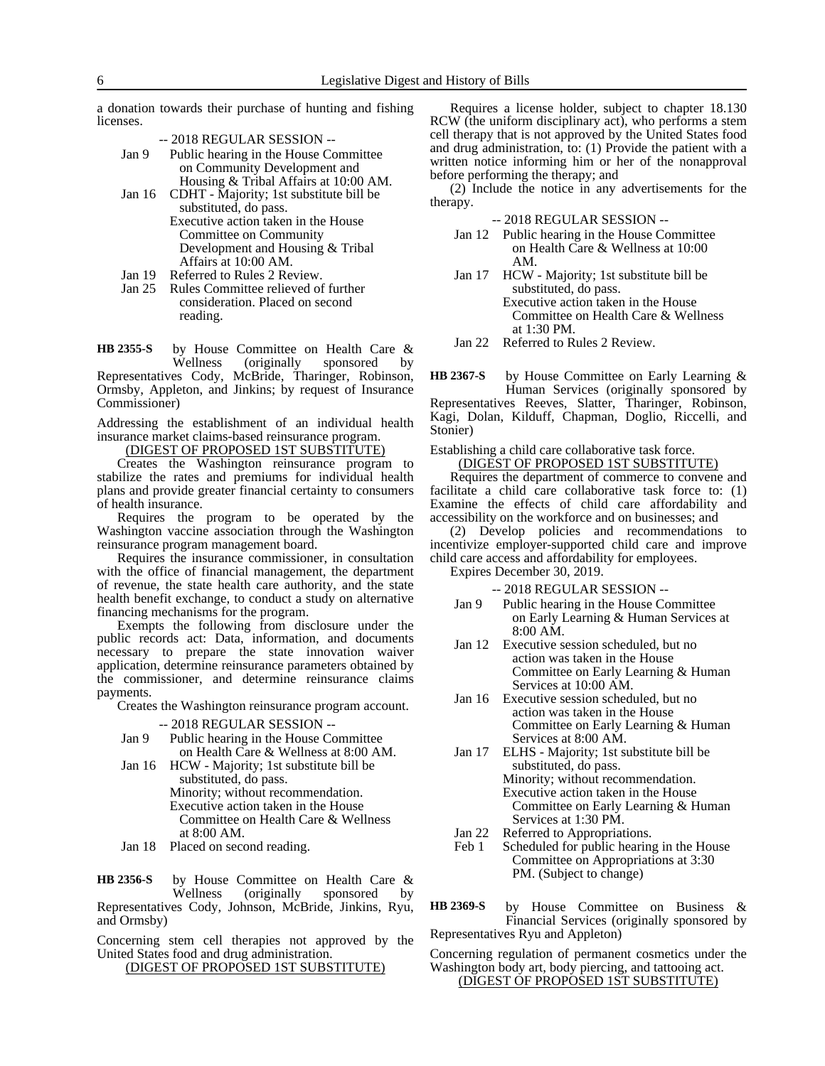a donation towards their purchase of hunting and fishing licenses.

-- 2018 REGULAR SESSION --

Jan 9 Public hearing in the House Committee on Community Development and Housing & Tribal Affairs at 10:00 AM.

Jan 16 CDHT - Majority; 1st substitute bill be substituted, do pass.
Executive action taken in the House Committee on Community Development and Housing & Tribal Affairs at 10:00 AM.

Jan 19 Referred to Rules 2 Review.

Jan 25 Rules Committee relieved of further consideration. Placed on second reading.

**HB 2355-S** by House Committee on Health Care & Wellness (originally sponsored by Representatives Cody, McBride, Tharinger, Robinson, Ormsby, Appleton, and Jinkins; by request of Insurance Commissioner)

Addressing the establishment of an individual health insurance market claims-based reinsurance program.

(DIGEST OF PROPOSED 1ST SUBSTITUTE)

Creates the Washington reinsurance program to stabilize the rates and premiums for individual health plans and provide greater financial certainty to consumers of health insurance.

Requires the program to be operated by the Washington vaccine association through the Washington reinsurance program management board.

Requires the insurance commissioner, in consultation with the office of financial management, the department of revenue, the state health care authority, and the state health benefit exchange, to conduct a study on alternative financing mechanisms for the program.

Exempts the following from disclosure under the public records act: Data, information, and documents necessary to prepare the state innovation waiver application, determine reinsurance parameters obtained by the commissioner, and determine reinsurance claims payments.

Creates the Washington reinsurance program account.

-- 2018 REGULAR SESSION --

Jan 9 Public hearing in the House Committee on Health Care & Wellness at 8:00 AM.

Jan 16 HCW - Majority; 1st substitute bill be substituted, do pass.
Minority; without recommendation.
Executive action taken in the House Committee on Health Care & Wellness at 8:00 AM.

Jan 18 Placed on second reading.

**HB 2356-S** by House Committee on Health Care & Wellness (originally sponsored by Representatives Cody, Johnson, McBride, Jinkins, Ryu, and Ormsby)

Concerning stem cell therapies not approved by the United States food and drug administration.

(DIGEST OF PROPOSED 1ST SUBSTITUTE)

Requires a license holder, subject to chapter 18.130 RCW (the uniform disciplinary act), who performs a stem cell therapy that is not approved by the United States food and drug administration, to: (1) Provide the patient with a written notice informing him or her of the nonapproval before performing the therapy; and

(2) Include the notice in any advertisements for the therapy.

-- 2018 REGULAR SESSION --

Jan 12 Public hearing in the House Committee on Health Care & Wellness at 10:00 AM.

Jan 17 HCW - Majority; 1st substitute bill be substituted, do pass.
Executive action taken in the House Committee on Health Care & Wellness at 1:30 PM.

Jan 22 Referred to Rules 2 Review.

**HB 2367-S** by House Committee on Early Learning & Human Services (originally sponsored by Representatives Reeves, Slatter, Tharinger, Robinson, Kagi, Dolan, Kilduff, Chapman, Doglio, Riccelli, and Stonier)

Establishing a child care collaborative task force.

(DIGEST OF PROPOSED 1ST SUBSTITUTE)

Requires the department of commerce to convene and facilitate a child care collaborative task force to: (1) Examine the effects of child care affordability and accessibility on the workforce and on businesses; and

(2) Develop policies and recommendations to incentivize employer-supported child care and improve child care access and affordability for employees.

Expires December 30, 2019.

-- 2018 REGULAR SESSION --

Jan 9 Public hearing in the House Committee on Early Learning & Human Services at 8:00 AM.

Jan 12 Executive session scheduled, but no action was taken in the House Committee on Early Learning & Human Services at 10:00 AM.

Jan 16 Executive session scheduled, but no action was taken in the House Committee on Early Learning & Human Services at 8:00 AM.

Jan 17 ELHS - Majority; 1st substitute bill be substituted, do pass.
Minority; without recommendation.
Executive action taken in the House Committee on Early Learning & Human Services at 1:30 PM.

Jan 22 Referred to Appropriations.

Feb 1 Scheduled for public hearing in the House Committee on Appropriations at 3:30 PM. (Subject to change)

**HB 2369-S** by House Committee on Business & Financial Services (originally sponsored by Representatives Ryu and Appleton)

Concerning regulation of permanent cosmetics under the Washington body art, body piercing, and tattooing act.

(DIGEST OF PROPOSED 1ST SUBSTITUTE)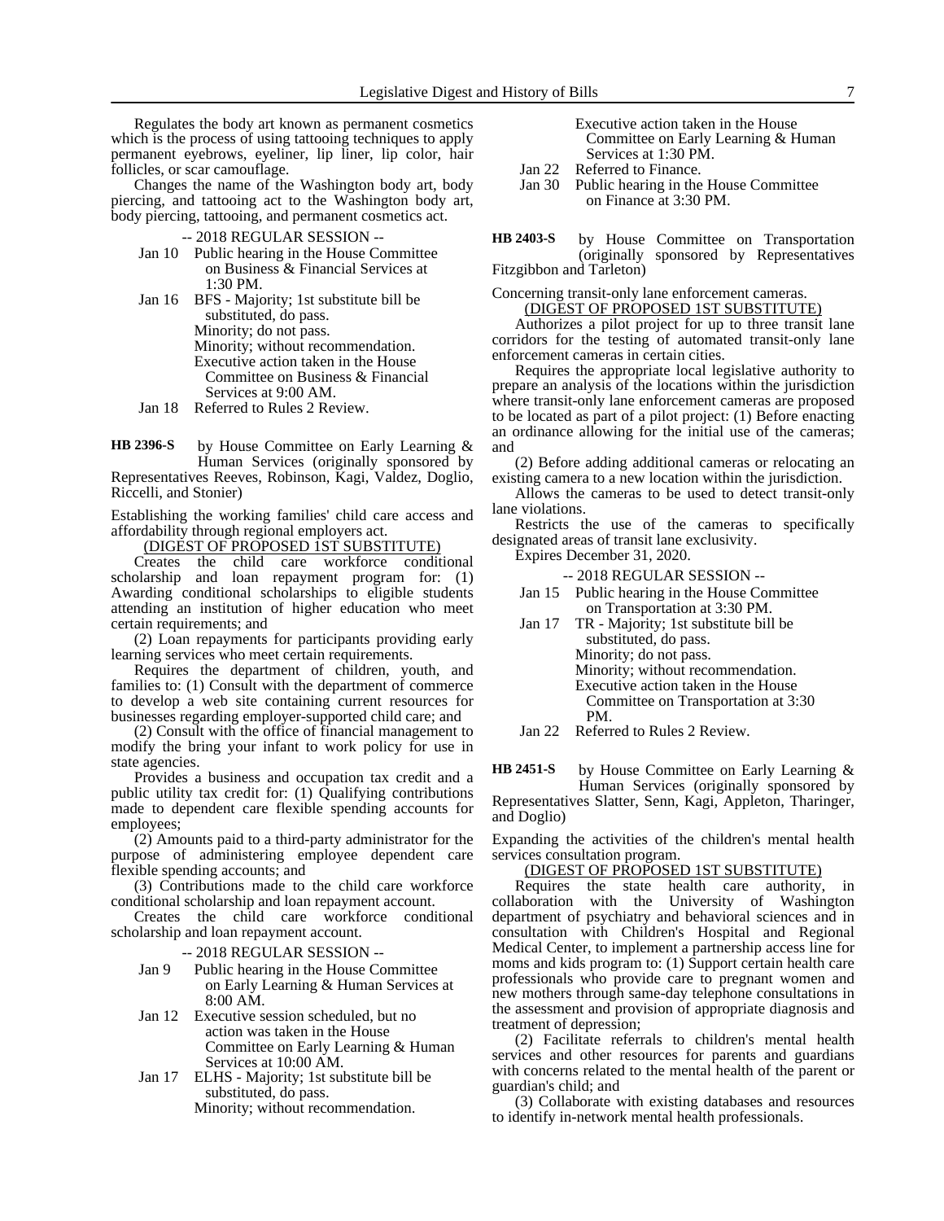Regulates the body art known as permanent cosmetics which is the process of using tattooing techniques to apply permanent eyebrows, eyeliner, lip liner, lip color, hair follicles, or scar camouflage.

Changes the name of the Washington body art, body piercing, and tattooing act to the Washington body art, body piercing, tattooing, and permanent cosmetics act.

-- 2018 REGULAR SESSION --

Jan 10 Public hearing in the House Committee on Business & Financial Services at 1:30 PM.

Jan 16 BFS - Majority; 1st substitute bill be substituted, do pass.
Minority; do not pass.
Minority; without recommendation.
Executive action taken in the House Committee on Business & Financial Services at 9:00 AM.

Jan 18 Referred to Rules 2 Review.

**HB 2396-S** by House Committee on Early Learning & Human Services (originally sponsored by Representatives Reeves, Robinson, Kagi, Valdez, Doglio, Riccelli, and Stonier)

Establishing the working families' child care access and affordability through regional employers act.

(DIGEST OF PROPOSED 1ST SUBSTITUTE)

Creates the child care workforce conditional scholarship and loan repayment program for: (1) Awarding conditional scholarships to eligible students attending an institution of higher education who meet certain requirements; and

(2) Loan repayments for participants providing early learning services who meet certain requirements.

Requires the department of children, youth, and families to: (1) Consult with the department of commerce to develop a web site containing current resources for businesses regarding employer-supported child care; and

(2) Consult with the office of financial management to modify the bring your infant to work policy for use in state agencies.

Provides a business and occupation tax credit and a public utility tax credit for: (1) Qualifying contributions made to dependent care flexible spending accounts for employees;

(2) Amounts paid to a third-party administrator for the purpose of administering employee dependent care flexible spending accounts; and

(3) Contributions made to the child care workforce conditional scholarship and loan repayment account.

Creates the child care workforce conditional scholarship and loan repayment account.

-- 2018 REGULAR SESSION --

Jan 9 Public hearing in the House Committee on Early Learning & Human Services at 8:00 AM.

Jan 12 Executive session scheduled, but no action was taken in the House Committee on Early Learning & Human Services at 10:00 AM.

Jan 17 ELHS - Majority; 1st substitute bill be substituted, do pass.
Minority; without recommendation.
Executive action taken in the House Committee on Early Learning & Human Services at 1:30 PM.

Jan 22 Referred to Finance.

Jan 30 Public hearing in the House Committee on Finance at 3:30 PM.

**HB 2403-S** by House Committee on Transportation (originally sponsored by Representatives Fitzgibbon and Tarleton)

Concerning transit-only lane enforcement cameras.

(DIGEST OF PROPOSED 1ST SUBSTITUTE)

Authorizes a pilot project for up to three transit lane corridors for the testing of automated transit-only lane enforcement cameras in certain cities.

Requires the appropriate local legislative authority to prepare an analysis of the locations within the jurisdiction where transit-only lane enforcement cameras are proposed to be located as part of a pilot project: (1) Before enacting an ordinance allowing for the initial use of the cameras; and

(2) Before adding additional cameras or relocating an existing camera to a new location within the jurisdiction.

Allows the cameras to be used to detect transit-only lane violations.

Restricts the use of the cameras to specifically designated areas of transit lane exclusivity.

Expires December 31, 2020.

-- 2018 REGULAR SESSION --

Jan 15 Public hearing in the House Committee on Transportation at 3:30 PM.

Jan 17 TR - Majority; 1st substitute bill be substituted, do pass.
Minority; do not pass.
Minority; without recommendation.
Executive action taken in the House Committee on Transportation at 3:30 PM.

Jan 22 Referred to Rules 2 Review.

**HB 2451-S** by House Committee on Early Learning & Human Services (originally sponsored by Representatives Slatter, Senn, Kagi, Appleton, Tharinger, and Doglio)

Expanding the activities of the children's mental health services consultation program.

(DIGEST OF PROPOSED 1ST SUBSTITUTE)

Requires the state health care authority, in collaboration with the University of Washington department of psychiatry and behavioral sciences and in consultation with Children's Hospital and Regional Medical Center, to implement a partnership access line for moms and kids program to: (1) Support certain health care professionals who provide care to pregnant women and new mothers through same-day telephone consultations in the assessment and provision of appropriate diagnosis and treatment of depression;

(2) Facilitate referrals to children's mental health services and other resources for parents and guardians with concerns related to the mental health of the parent or guardian's child; and

(3) Collaborate with existing databases and resources to identify in-network mental health professionals.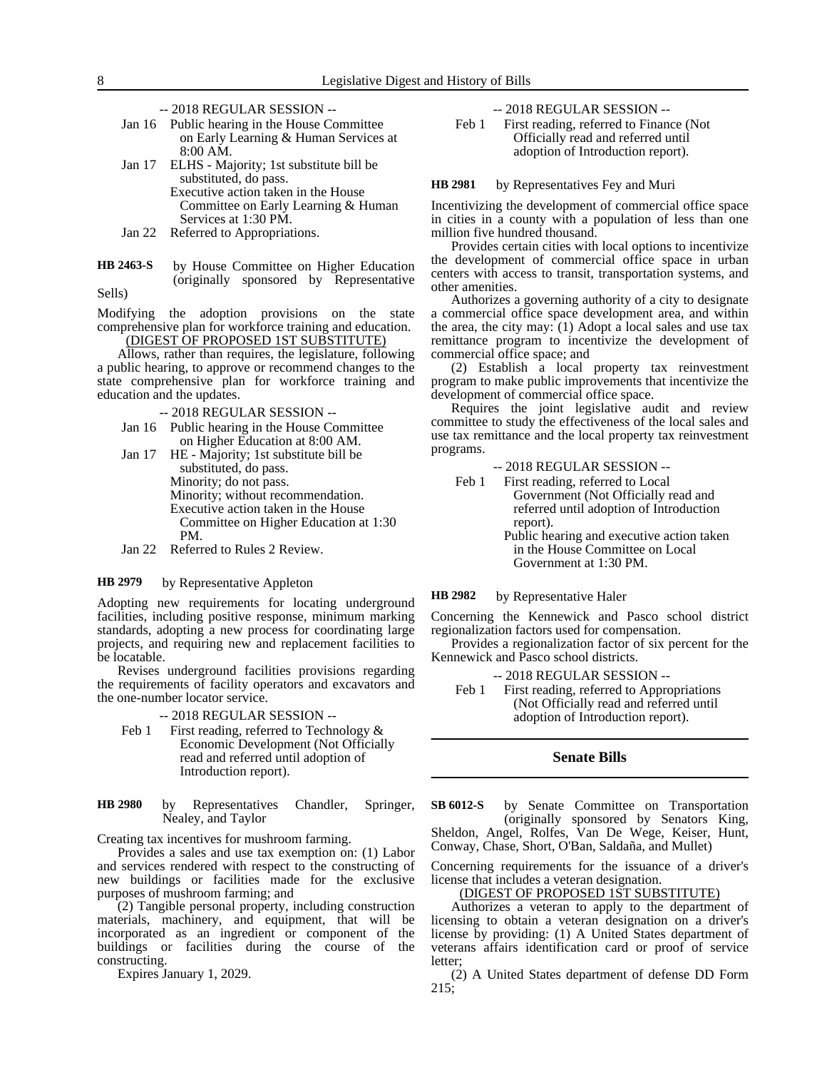-- 2018 REGULAR SESSION --

Jan 16 Public hearing in the House Committee on Early Learning & Human Services at 8:00 AM.

Jan 17 ELHS - Majority; 1st substitute bill be substituted, do pass.
Executive action taken in the House Committee on Early Learning & Human Services at 1:30 PM.

Jan 22 Referred to Appropriations.

**HB 2463-S** by House Committee on Higher Education (originally sponsored by Representative Sells)

Modifying the adoption provisions on the state comprehensive plan for workforce training and education.

(DIGEST OF PROPOSED 1ST SUBSTITUTE)

Allows, rather than requires, the legislature, following a public hearing, to approve or recommend changes to the state comprehensive plan for workforce training and education and the updates.

-- 2018 REGULAR SESSION --

Jan 16 Public hearing in the House Committee on Higher Education at 8:00 AM.

Jan 17 HE - Majority; 1st substitute bill be substituted, do pass.
Minority; do not pass.
Minority; without recommendation.
Executive action taken in the House Committee on Higher Education at 1:30 PM.

Jan 22 Referred to Rules 2 Review.

**HB 2979** by Representative Appleton

Adopting new requirements for locating underground facilities, including positive response, minimum marking standards, adopting a new process for coordinating large projects, and requiring new and replacement facilities to be locatable.

Revises underground facilities provisions regarding the requirements of facility operators and excavators and the one-number locator service.

-- 2018 REGULAR SESSION --

Feb 1 First reading, referred to Technology & Economic Development (Not Officially read and referred until adoption of Introduction report).

**HB 2980** by Representatives Chandler, Springer, Nealey, and Taylor

Creating tax incentives for mushroom farming.

Provides a sales and use tax exemption on: (1) Labor and services rendered with respect to the constructing of new buildings or facilities made for the exclusive purposes of mushroom farming; and

(2) Tangible personal property, including construction materials, machinery, and equipment, that will be incorporated as an ingredient or component of the buildings or facilities during the course of the constructing.

Expires January 1, 2029.

-- 2018 REGULAR SESSION --

Feb 1 First reading, referred to Finance (Not Officially read and referred until adoption of Introduction report).

**HB 2981** by Representatives Fey and Muri

Incentivizing the development of commercial office space in cities in a county with a population of less than one million five hundred thousand.

Provides certain cities with local options to incentivize the development of commercial office space in urban centers with access to transit, transportation systems, and other amenities.

Authorizes a governing authority of a city to designate a commercial office space development area, and within the area, the city may: (1) Adopt a local sales and use tax remittance program to incentivize the development of commercial office space; and

(2) Establish a local property tax reinvestment program to make public improvements that incentivize the development of commercial office space.

Requires the joint legislative audit and review committee to study the effectiveness of the local sales and use tax remittance and the local property tax reinvestment programs.

-- 2018 REGULAR SESSION --

Feb 1 First reading, referred to Local Government (Not Officially read and referred until adoption of Introduction report).
Public hearing and executive action taken in the House Committee on Local Government at 1:30 PM.

**HB 2982** by Representative Haler

Concerning the Kennewick and Pasco school district regionalization factors used for compensation.

Provides a regionalization factor of six percent for the Kennewick and Pasco school districts.

-- 2018 REGULAR SESSION --

Feb 1 First reading, referred to Appropriations (Not Officially read and referred until adoption of Introduction report).

## Senate Bills

**SB 6012-S** by Senate Committee on Transportation (originally sponsored by Senators King, Sheldon, Angel, Rolfes, Van De Wege, Keiser, Hunt, Conway, Chase, Short, O'Ban, Saldaña, and Mullet)

Concerning requirements for the issuance of a driver's license that includes a veteran designation.

(DIGEST OF PROPOSED 1ST SUBSTITUTE)

Authorizes a veteran to apply to the department of licensing to obtain a veteran designation on a driver's license by providing: (1) A United States department of veterans affairs identification card or proof of service letter;

(2) A United States department of defense DD Form 215;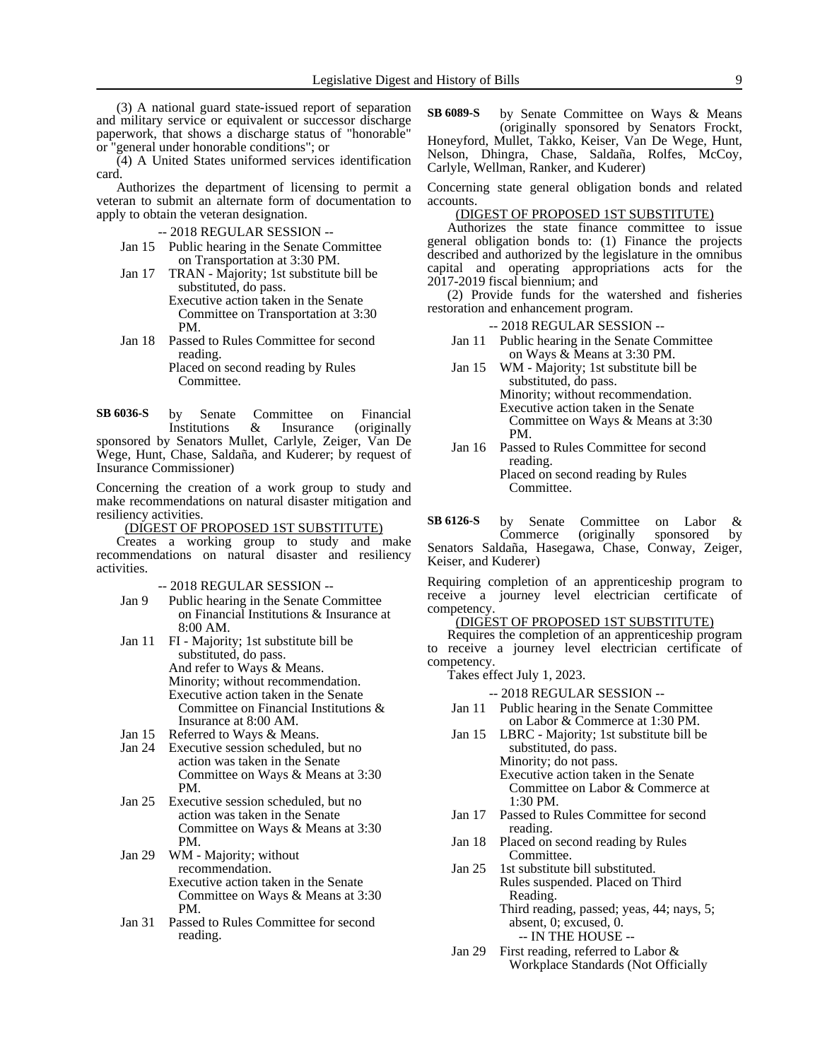(3) A national guard state-issued report of separation and military service or equivalent or successor discharge paperwork, that shows a discharge status of "honorable" or "general under honorable conditions"; or

(4) A United States uniformed services identification card.

Authorizes the department of licensing to permit a veteran to submit an alternate form of documentation to apply to obtain the veteran designation.

-- 2018 REGULAR SESSION --

- Jan 15 Public hearing in the Senate Committee on Transportation at 3:30 PM.
- Jan 17 TRAN - Majority; 1st substitute bill be substituted, do pass.
  Executive action taken in the Senate Committee on Transportation at 3:30 PM.
- Jan 18 Passed to Rules Committee for second reading.
  Placed on second reading by Rules Committee.

**SB 6036-S** by Senate Committee on Financial Institutions & Insurance (originally sponsored by Senators Mullet, Carlyle, Zeiger, Van De Wege, Hunt, Chase, Saldaña, and Kuderer; by request of Insurance Commissioner)

Concerning the creation of a work group to study and make recommendations on natural disaster mitigation and resiliency activities.

(DIGEST OF PROPOSED 1ST SUBSTITUTE)

Creates a working group to study and make recommendations on natural disaster and resiliency activities.

-- 2018 REGULAR SESSION --

- Jan 9 Public hearing in the Senate Committee on Financial Institutions & Insurance at 8:00 AM.
- Jan 11 FI - Majority; 1st substitute bill be substituted, do pass.
  And refer to Ways & Means.
  Minority; without recommendation.
  Executive action taken in the Senate Committee on Financial Institutions & Insurance at 8:00 AM.
- Jan 15 Referred to Ways & Means.
- Jan 24 Executive session scheduled, but no action was taken in the Senate Committee on Ways & Means at 3:30 PM.
- Jan 25 Executive session scheduled, but no action was taken in the Senate Committee on Ways & Means at 3:30 PM.
- Jan 29 WM - Majority; without recommendation.
  Executive action taken in the Senate Committee on Ways & Means at 3:30 PM.
- Jan 31 Passed to Rules Committee for second reading.

**SB 6089-S** by Senate Committee on Ways & Means (originally sponsored by Senators Frockt, Honeyford, Mullet, Takko, Keiser, Van De Wege, Hunt, Nelson, Dhingra, Chase, Saldaña, Rolfes, McCoy, Carlyle, Wellman, Ranker, and Kuderer)

Concerning state general obligation bonds and related accounts.

(DIGEST OF PROPOSED 1ST SUBSTITUTE)

Authorizes the state finance committee to issue general obligation bonds to: (1) Finance the projects described and authorized by the legislature in the omnibus capital and operating appropriations acts for the 2017-2019 fiscal biennium; and

(2) Provide funds for the watershed and fisheries restoration and enhancement program.

-- 2018 REGULAR SESSION --

- Jan 11 Public hearing in the Senate Committee on Ways & Means at 3:30 PM.
- Jan 15 WM - Majority; 1st substitute bill be substituted, do pass.
  Minority; without recommendation.
  Executive action taken in the Senate Committee on Ways & Means at 3:30 PM.
- Jan 16 Passed to Rules Committee for second reading.
  Placed on second reading by Rules Committee.

**SB 6126-S** by Senate Committee on Labor & Commerce (originally sponsored by Senators Saldaña, Hasegawa, Chase, Conway, Zeiger, Keiser, and Kuderer)

Requiring completion of an apprenticeship program to receive a journey level electrician certificate of competency.

(DIGEST OF PROPOSED 1ST SUBSTITUTE)

Requires the completion of an apprenticeship program to receive a journey level electrician certificate of competency.

Takes effect July 1, 2023.

-- 2018 REGULAR SESSION --

- Jan 11 Public hearing in the Senate Committee on Labor & Commerce at 1:30 PM.
- Jan 15 LBRC - Majority; 1st substitute bill be substituted, do pass.
  Minority; do not pass.
  Executive action taken in the Senate Committee on Labor & Commerce at 1:30 PM.
- Jan 17 Passed to Rules Committee for second reading.
- Jan 18 Placed on second reading by Rules Committee.
- Jan 25 1st substitute bill substituted.
  Rules suspended. Placed on Third Reading.
  Third reading, passed; yeas, 44; nays, 5; absent, 0; excused, 0.

-- IN THE HOUSE --

- Jan 29 First reading, referred to Labor & Workplace Standards (Not Officially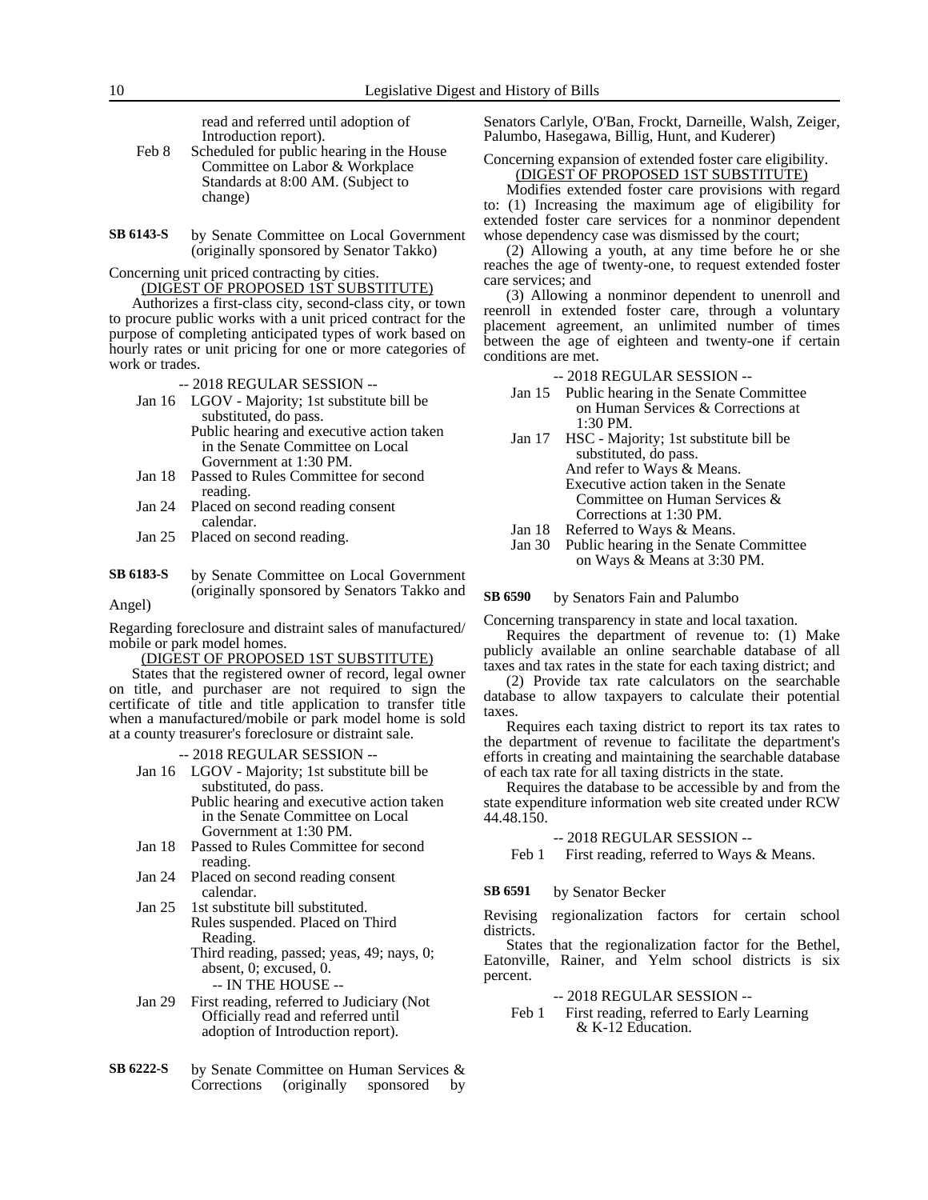read and referred until adoption of Introduction report).

Feb 8 Scheduled for public hearing in the House Committee on Labor & Workplace Standards at 8:00 AM. (Subject to change)

**SB 6143-S** by Senate Committee on Local Government (originally sponsored by Senator Takko)

Concerning unit priced contracting by cities.

(DIGEST OF PROPOSED 1ST SUBSTITUTE)

Authorizes a first-class city, second-class city, or town to procure public works with a unit priced contract for the purpose of completing anticipated types of work based on hourly rates or unit pricing for one or more categories of work or trades.

-- 2018 REGULAR SESSION --

Jan 16 LGOV - Majority; 1st substitute bill be substituted, do pass.
Public hearing and executive action taken in the Senate Committee on Local Government at 1:30 PM.

Jan 18 Passed to Rules Committee for second reading.

Jan 24 Placed on second reading consent calendar.

Jan 25 Placed on second reading.

**SB 6183-S** by Senate Committee on Local Government (originally sponsored by Senators Takko and Angel)

Regarding foreclosure and distraint sales of manufactured/mobile or park model homes.

(DIGEST OF PROPOSED 1ST SUBSTITUTE)

States that the registered owner of record, legal owner on title, and purchaser are not required to sign the certificate of title and title application to transfer title when a manufactured/mobile or park model home is sold at a county treasurer's foreclosure or distraint sale.

-- 2018 REGULAR SESSION --

Jan 16 LGOV - Majority; 1st substitute bill be substituted, do pass.
Public hearing and executive action taken in the Senate Committee on Local Government at 1:30 PM.

Jan 18 Passed to Rules Committee for second reading.

Jan 24 Placed on second reading consent calendar.

Jan 25 1st substitute bill substituted.
Rules suspended. Placed on Third Reading.
Third reading, passed; yeas, 49; nays, 0; absent, 0; excused, 0.

-- IN THE HOUSE --

Jan 29 First reading, referred to Judiciary (Not Officially read and referred until adoption of Introduction report).

**SB 6222-S** by Senate Committee on Human Services & Corrections (originally sponsored by Senators Carlyle, O'Ban, Frockt, Darneille, Walsh, Zeiger, Palumbo, Hasegawa, Billig, Hunt, and Kuderer)

Concerning expansion of extended foster care eligibility.

(DIGEST OF PROPOSED 1ST SUBSTITUTE)

Modifies extended foster care provisions with regard to: (1) Increasing the maximum age of eligibility for extended foster care services for a nonminor dependent whose dependency case was dismissed by the court;

(2) Allowing a youth, at any time before he or she reaches the age of twenty-one, to request extended foster care services; and

(3) Allowing a nonminor dependent to unenroll and reenroll in extended foster care, through a voluntary placement agreement, an unlimited number of times between the age of eighteen and twenty-one if certain conditions are met.

-- 2018 REGULAR SESSION --

Jan 15 Public hearing in the Senate Committee on Human Services & Corrections at 1:30 PM.

Jan 17 HSC - Majority; 1st substitute bill be substituted, do pass.
And refer to Ways & Means.
Executive action taken in the Senate Committee on Human Services & Corrections at 1:30 PM.

Jan 18 Referred to Ways & Means.

Jan 30 Public hearing in the Senate Committee on Ways & Means at 3:30 PM.

**SB 6590** by Senators Fain and Palumbo

Concerning transparency in state and local taxation.

Requires the department of revenue to: (1) Make publicly available an online searchable database of all taxes and tax rates in the state for each taxing district; and

(2) Provide tax rate calculators on the searchable database to allow taxpayers to calculate their potential taxes.

Requires each taxing district to report its tax rates to the department of revenue to facilitate the department's efforts in creating and maintaining the searchable database of each tax rate for all taxing districts in the state.

Requires the database to be accessible by and from the state expenditure information web site created under RCW 44.48.150.

-- 2018 REGULAR SESSION --

Feb 1 First reading, referred to Ways & Means.

**SB 6591** by Senator Becker

Revising regionalization factors for certain school districts.

States that the regionalization factor for the Bethel, Eatonville, Rainer, and Yelm school districts is six percent.

-- 2018 REGULAR SESSION --

Feb 1 First reading, referred to Early Learning & K-12 Education.